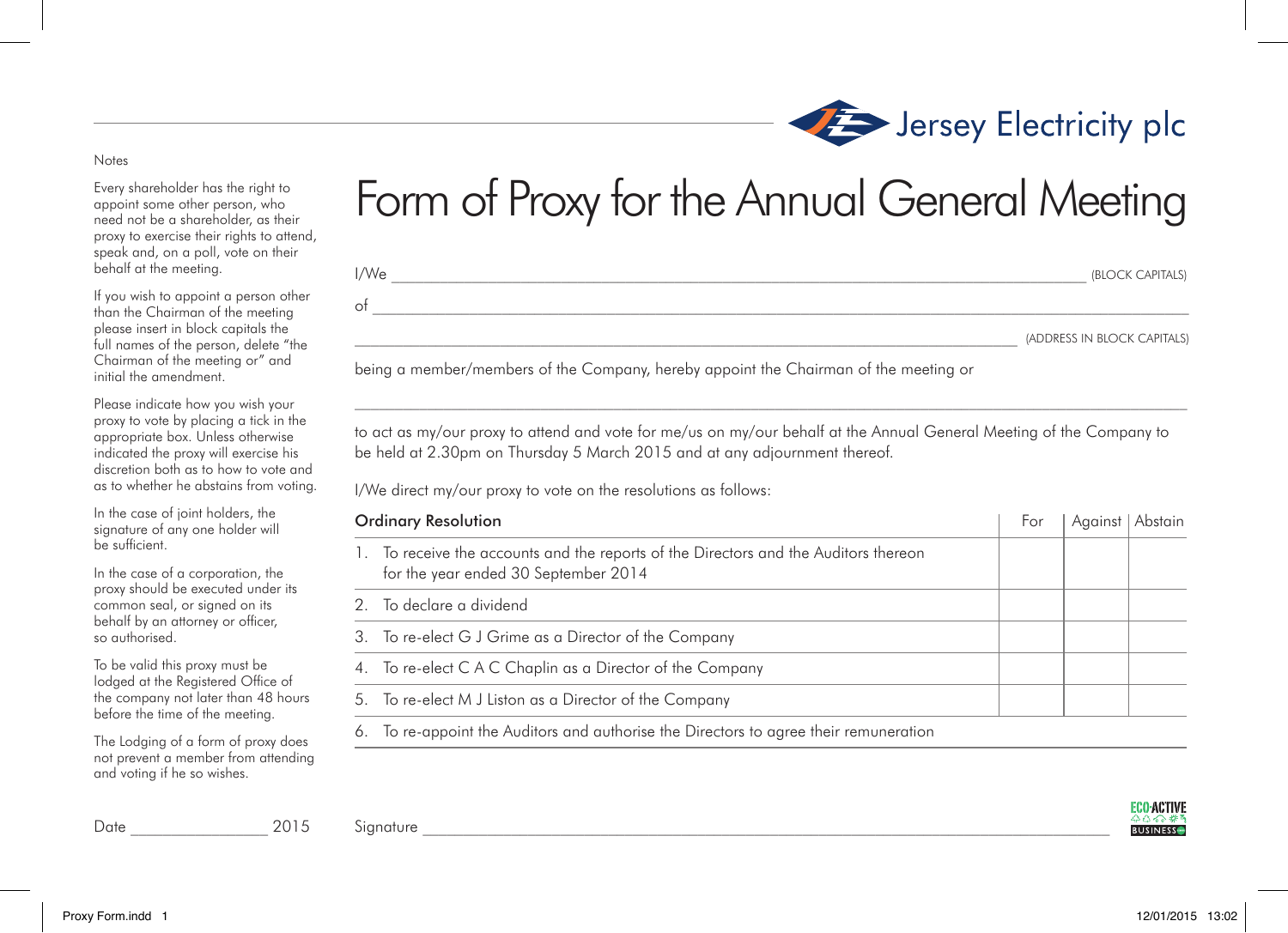Jersey Electricity plc

# Form of Proxy for the Annual General Meeting

I/We ______________________________________________ (BLOCK CAPITALS)

of ______________________________________________

______________________________________________ (ADDRESS IN BLOCK CAPITALS)

being a member/members of the Company, hereby appoint the Chairman of the meeting or

______________________________________________

to act as my/our proxy to attend and vote for me/us on my/our behalf at the Annual General Meeting of the Company to be held at 2.30pm on Thursday 5 March 2015 and at any adjournment thereof.

I/We direct my/our proxy to vote on the resolutions as follows:

| Ordinary Resolution | For | Against | Abstain |
|---|---|---|---|
| 1. To receive the accounts and the reports of the Directors and the Auditors thereon for the year ended 30 September 2014 | | | |
| 2. To declare a dividend | | | |
| 3. To re-elect G J Grime as a Director of the Company | | | |
| 4. To re-elect C A C Chaplin as a Director of the Company | | | |
| 5. To re-elect M J Liston as a Director of the Company | | | |
| 6. To re-appoint the Auditors and authorise the Directors to agree their remuneration | | | |

Signature ______________________________________________

Date ________________ 2015

## Notes

Every shareholder has the right to appoint some other person, who need not be a shareholder, as their proxy to exercise their rights to attend, speak and, on a poll, vote on their behalf at the meeting.

If you wish to appoint a person other than the Chairman of the meeting please insert in block capitals the full names of the person, delete "the Chairman of the meeting or" and initial the amendment.

Please indicate how you wish your proxy to vote by placing a tick in the appropriate box. Unless otherwise indicated the proxy will exercise his discretion both as to how to vote and as to whether he abstains from voting.

In the case of joint holders, the signature of any one holder will be sufficient.

In the case of a corporation, the proxy should be executed under its common seal, or signed on its behalf by an attorney or officer, so authorised.

To be valid this proxy must be lodged at the Registered Office of the company not later than 48 hours before the time of the meeting.

The Lodging of a form of proxy does not prevent a member from attending and voting if he so wishes.

ECO-ACTIVE BUSINESS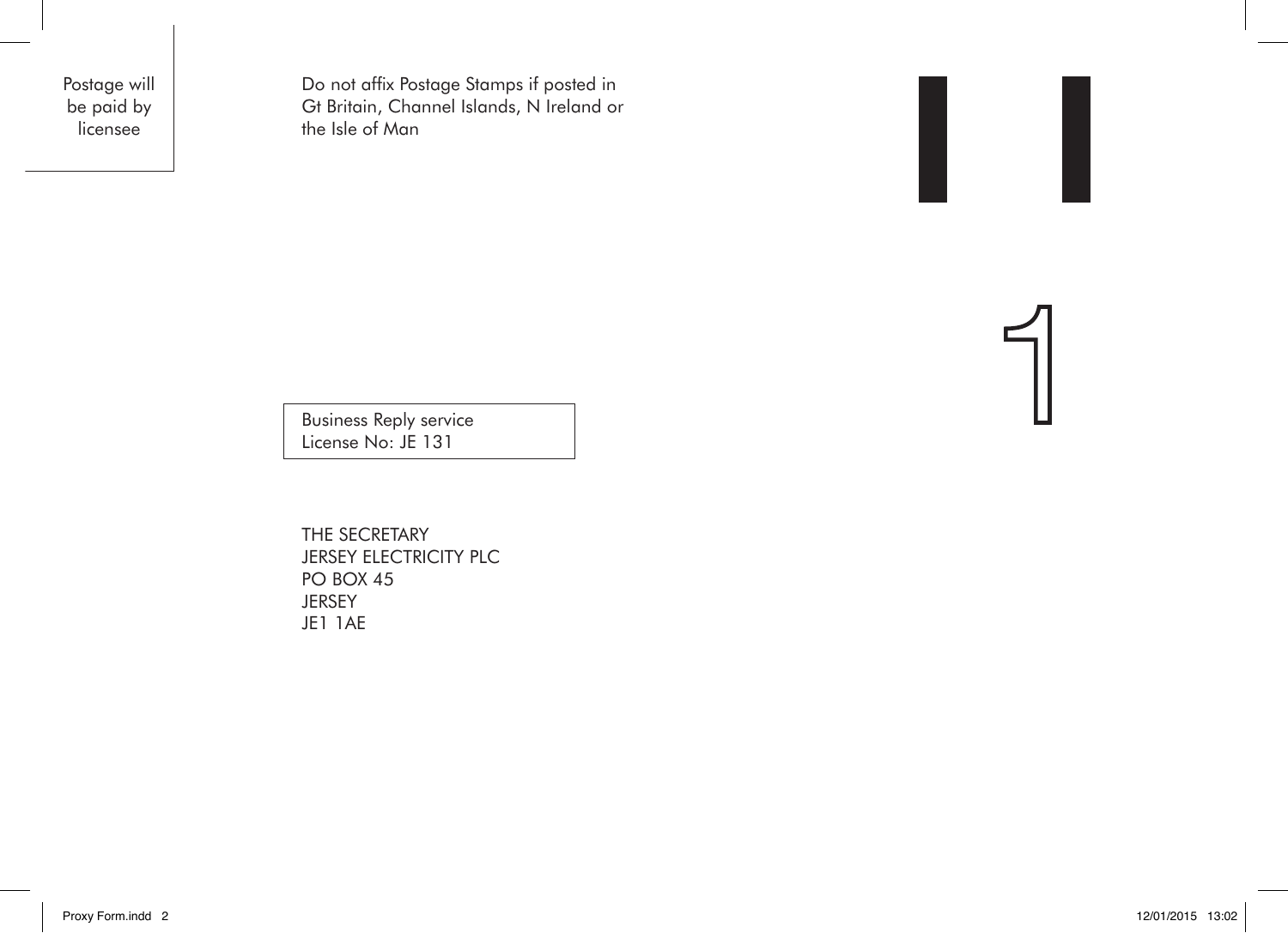Postage will be paid by licensee

Do not affix Postage Stamps if posted in Gt Britain, Channel Islands, N Ireland or the Isle of Man

1

Business Reply service
License No: JE 131

THE SECRETARY
JERSEY ELECTRICITY PLC
PO BOX 45
JERSEY
JE1 1AE